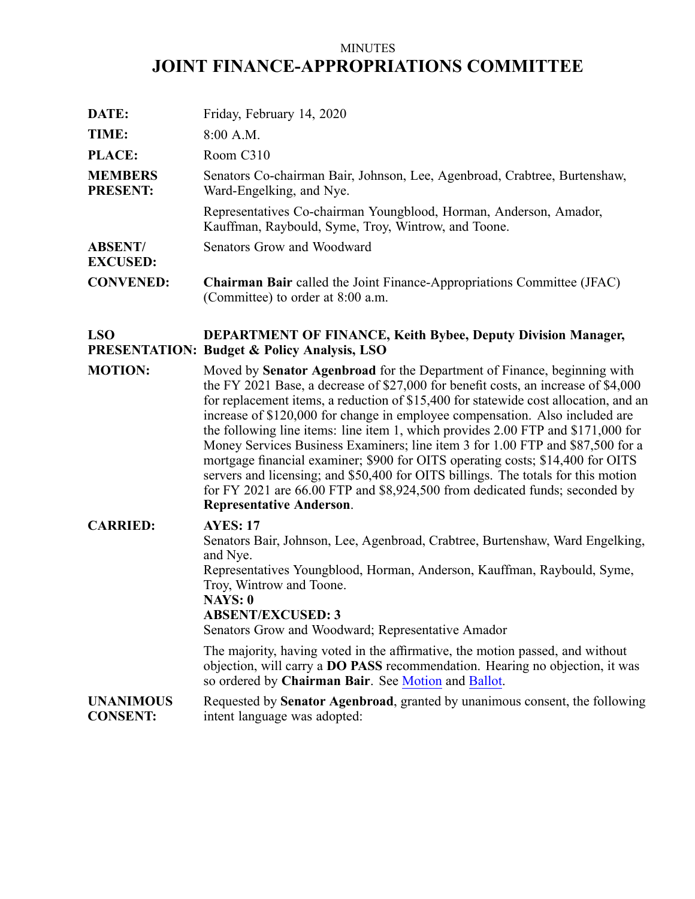MINUTES

# JOINT FINANCE-APPROPRIATIONS COMMITTEE

**DATE:** Friday, February 14, 2020

**TIME:** 8:00 A.M.

**PLACE:** Room C310

**MEMBERS PRESENT:** Senators Co-chairman Bair, Johnson, Lee, Agenbroad, Crabtree, Burtenshaw, Ward-Engelking, and Nye.

Representatives Co-chairman Youngblood, Horman, Anderson, Amador, Kauffman, Raybould, Syme, Troy, Wintrow, and Toone.

**ABSENT/ EXCUSED:** Senators Grow and Woodward

**CONVENED:** **Chairman Bair** called the Joint Finance-Appropriations Committee (JFAC) (Committee) to order at 8:00 a.m.

**LSO PRESENTATION:** **DEPARTMENT OF FINANCE, Keith Bybee, Deputy Division Manager, Budget & Policy Analysis, LSO**

**MOTION:** Moved by **Senator Agenbroad** for the Department of Finance, beginning with the FY 2021 Base, a decrease of $27,000 for benefit costs, an increase of $4,000 for replacement items, a reduction of $15,400 for statewide cost allocation, and an increase of $120,000 for change in employee compensation. Also included are the following line items: line item 1, which provides 2.00 FTP and $171,000 for Money Services Business Examiners; line item 3 for 1.00 FTP and $87,500 for a mortgage financial examiner; $900 for OITS operating costs; $14,400 for OITS servers and licensing; and $50,400 for OITS billings. The totals for this motion for FY 2021 are 66.00 FTP and $8,924,500 from dedicated funds; seconded by **Representative Anderson**.

**CARRIED:** **AYES: 17**
Senators Bair, Johnson, Lee, Agenbroad, Crabtree, Burtenshaw, Ward Engelking, and Nye.
Representatives Youngblood, Horman, Anderson, Kauffman, Raybould, Syme, Troy, Wintrow and Toone.
**NAYS: 0**
**ABSENT/EXCUSED: 3**
Senators Grow and Woodward; Representative Amador

The majority, having voted in the affirmative, the motion passed, and without objection, will carry a **DO PASS** recommendation. Hearing no objection, it was so ordered by **Chairman Bair**. See Motion and Ballot.

**UNANIMOUS CONSENT:** Requested by **Senator Agenbroad**, granted by unanimous consent, the following intent language was adopted: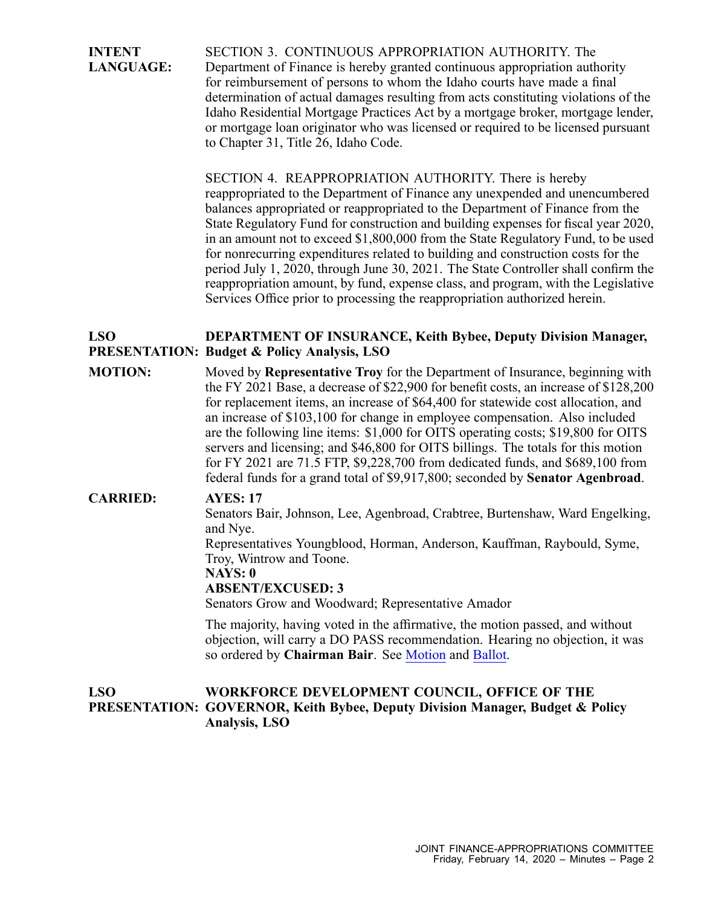**INTENT LANGUAGE:** SECTION 3. CONTINUOUS APPROPRIATION AUTHORITY. The Department of Finance is hereby granted continuous appropriation authority for reimbursement of persons to whom the Idaho courts have made a final determination of actual damages resulting from acts constituting violations of the Idaho Residential Mortgage Practices Act by a mortgage broker, mortgage lender, or mortgage loan originator who was licensed or required to be licensed pursuant to Chapter 31, Title 26, Idaho Code.

SECTION 4. REAPPROPRIATION AUTHORITY. There is hereby reappropriated to the Department of Finance any unexpended and unencumbered balances appropriated or reappropriated to the Department of Finance from the State Regulatory Fund for construction and building expenses for fiscal year 2020, in an amount not to exceed $1,800,000 from the State Regulatory Fund, to be used for nonrecurring expenditures related to building and construction costs for the period July 1, 2020, through June 30, 2021. The State Controller shall confirm the reappropriation amount, by fund, expense class, and program, with the Legislative Services Office prior to processing the reappropriation authorized herein.

**LSO PRESENTATION:** **DEPARTMENT OF INSURANCE, Keith Bybee, Deputy Division Manager, Budget & Policy Analysis, LSO**

**MOTION:** Moved by **Representative Troy** for the Department of Insurance, beginning with the FY 2021 Base, a decrease of $22,900 for benefit costs, an increase of $128,200 for replacement items, an increase of $64,400 for statewide cost allocation, and an increase of $103,100 for change in employee compensation. Also included are the following line items: $1,000 for OITS operating costs; $19,800 for OITS servers and licensing; and $46,800 for OITS billings. The totals for this motion for FY 2021 are 71.5 FTP, $9,228,700 from dedicated funds, and $689,100 from federal funds for a grand total of $9,917,800; seconded by **Senator Agenbroad**.

**CARRIED:** **AYES: 17**
Senators Bair, Johnson, Lee, Agenbroad, Crabtree, Burtenshaw, Ward Engelking, and Nye.
Representatives Youngblood, Horman, Anderson, Kauffman, Raybould, Syme, Troy, Wintrow and Toone.
**NAYS: 0**
**ABSENT/EXCUSED: 3**
Senators Grow and Woodward; Representative Amador

The majority, having voted in the affirmative, the motion passed, and without objection, will carry a DO PASS recommendation. Hearing no objection, it was so ordered by **Chairman Bair**. See Motion and Ballot.

**LSO PRESENTATION:** **WORKFORCE DEVELOPMENT COUNCIL, OFFICE OF THE GOVERNOR, Keith Bybee, Deputy Division Manager, Budget & Policy Analysis, LSO**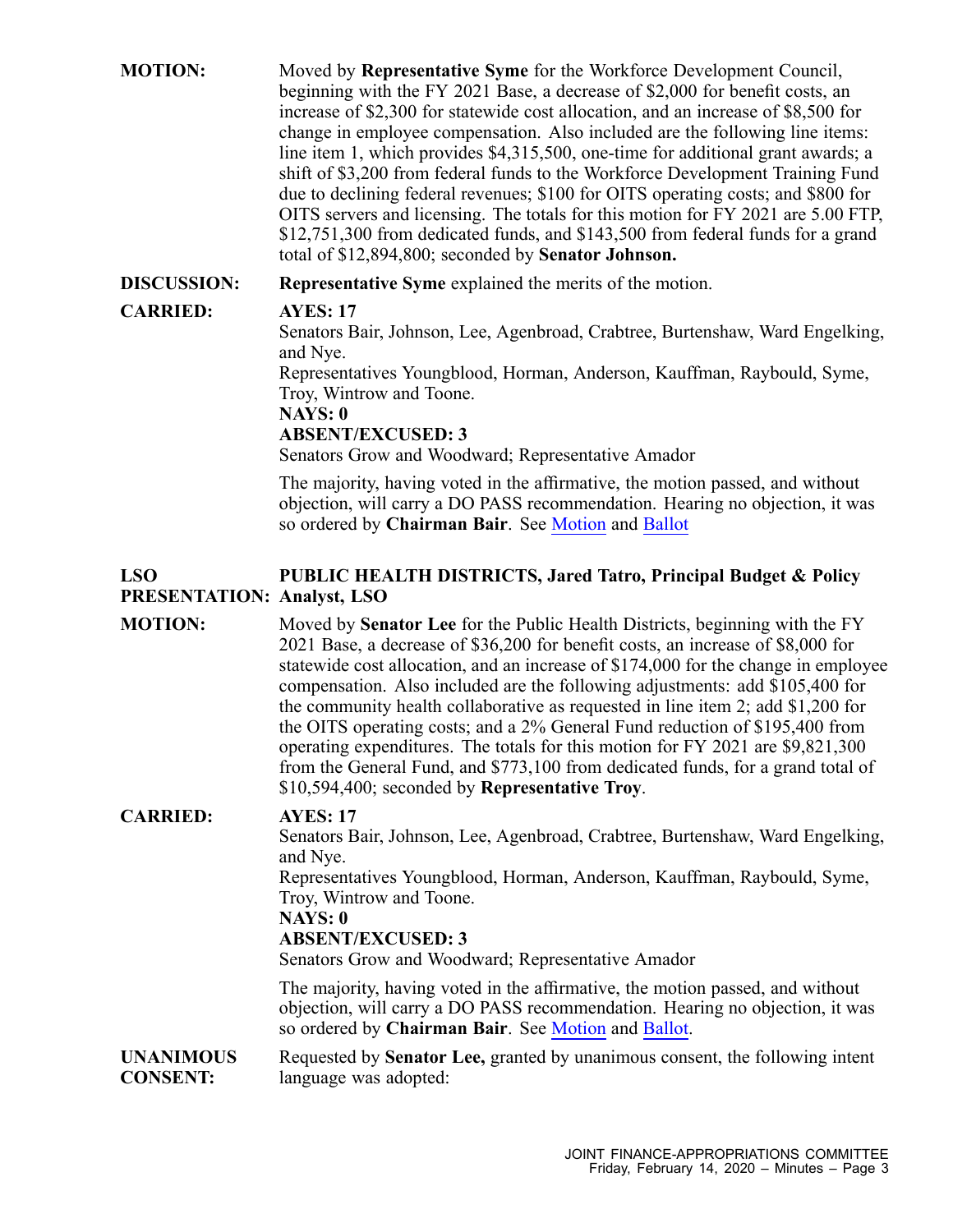**MOTION:** Moved by **Representative Syme** for the Workforce Development Council, beginning with the FY 2021 Base, a decrease of $2,000 for benefit costs, an increase of $2,300 for statewide cost allocation, and an increase of $8,500 for change in employee compensation. Also included are the following line items: line item 1, which provides $4,315,500, one-time for additional grant awards; a shift of $3,200 from federal funds to the Workforce Development Training Fund due to declining federal revenues; $100 for OITS operating costs; and $800 for OITS servers and licensing. The totals for this motion for FY 2021 are 5.00 FTP, $12,751,300 from dedicated funds, and $143,500 from federal funds for a grand total of $12,894,800; seconded by **Senator Johnson.**

**DISCUSSION:** **Representative Syme** explained the merits of the motion.

**CARRIED:** **AYES: 17**
Senators Bair, Johnson, Lee, Agenbroad, Crabtree, Burtenshaw, Ward Engelking, and Nye.
Representatives Youngblood, Horman, Anderson, Kauffman, Raybould, Syme, Troy, Wintrow and Toone.
**NAYS: 0**
**ABSENT/EXCUSED: 3**
Senators Grow and Woodward; Representative Amador

The majority, having voted in the affirmative, the motion passed, and without objection, will carry a DO PASS recommendation. Hearing no objection, it was so ordered by **Chairman Bair**. See Motion and Ballot

**LSO PRESENTATION:** **PUBLIC HEALTH DISTRICTS, Jared Tatro, Principal Budget & Policy Analyst, LSO**

**MOTION:** Moved by **Senator Lee** for the Public Health Districts, beginning with the FY 2021 Base, a decrease of $36,200 for benefit costs, an increase of $8,000 for statewide cost allocation, and an increase of $174,000 for the change in employee compensation. Also included are the following adjustments: add $105,400 for the community health collaborative as requested in line item 2; add $1,200 for the OITS operating costs; and a 2% General Fund reduction of $195,400 from operating expenditures. The totals for this motion for FY 2021 are $9,821,300 from the General Fund, and $773,100 from dedicated funds, for a grand total of $10,594,400; seconded by **Representative Troy**.

**CARRIED:** **AYES: 17**
Senators Bair, Johnson, Lee, Agenbroad, Crabtree, Burtenshaw, Ward Engelking, and Nye.
Representatives Youngblood, Horman, Anderson, Kauffman, Raybould, Syme, Troy, Wintrow and Toone.
**NAYS: 0**
**ABSENT/EXCUSED: 3**
Senators Grow and Woodward; Representative Amador

The majority, having voted in the affirmative, the motion passed, and without objection, will carry a DO PASS recommendation. Hearing no objection, it was so ordered by **Chairman Bair**. See Motion and Ballot.

**UNANIMOUS CONSENT:** Requested by **Senator Lee,** granted by unanimous consent, the following intent language was adopted: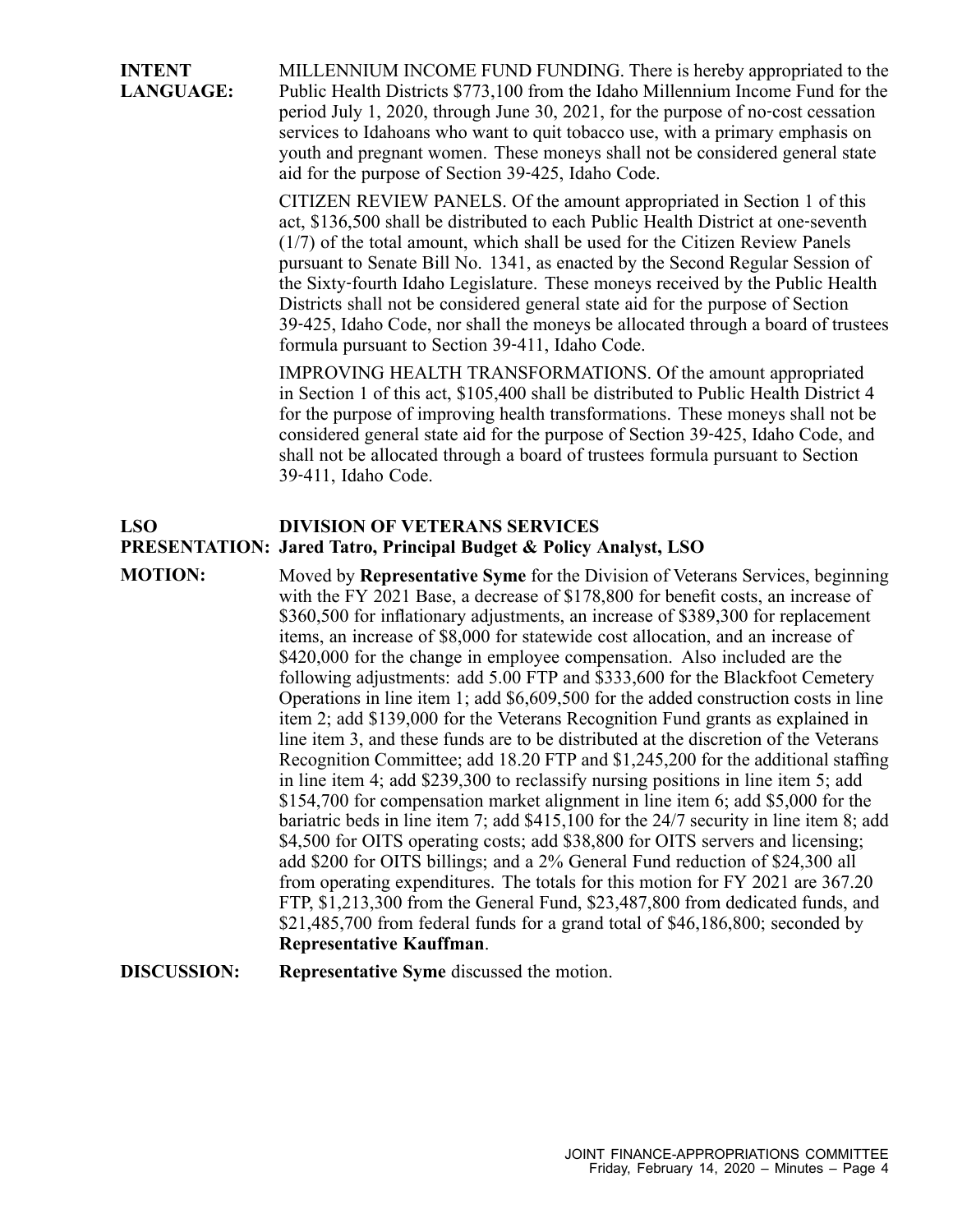**INTENT LANGUAGE:** MILLENNIUM INCOME FUND FUNDING. There is hereby appropriated to the Public Health Districts $773,100 from the Idaho Millennium Income Fund for the period July 1, 2020, through June 30, 2021, for the purpose of no-cost cessation services to Idahoans who want to quit tobacco use, with a primary emphasis on youth and pregnant women. These moneys shall not be considered general state aid for the purpose of Section 39-425, Idaho Code.

CITIZEN REVIEW PANELS. Of the amount appropriated in Section 1 of this act, $136,500 shall be distributed to each Public Health District at one-seventh (1/7) of the total amount, which shall be used for the Citizen Review Panels pursuant to Senate Bill No. 1341, as enacted by the Second Regular Session of the Sixty-fourth Idaho Legislature. These moneys received by the Public Health Districts shall not be considered general state aid for the purpose of Section 39-425, Idaho Code, nor shall the moneys be allocated through a board of trustees formula pursuant to Section 39-411, Idaho Code.

IMPROVING HEALTH TRANSFORMATIONS. Of the amount appropriated in Section 1 of this act, $105,400 shall be distributed to Public Health District 4 for the purpose of improving health transformations. These moneys shall not be considered general state aid for the purpose of Section 39-425, Idaho Code, and shall not be allocated through a board of trustees formula pursuant to Section 39-411, Idaho Code.

**LSO PRESENTATION:** **DIVISION OF VETERANS SERVICES**
**Jared Tatro, Principal Budget & Policy Analyst, LSO**

**MOTION:** Moved by **Representative Syme** for the Division of Veterans Services, beginning with the FY 2021 Base, a decrease of $178,800 for benefit costs, an increase of $360,500 for inflationary adjustments, an increase of $389,300 for replacement items, an increase of $8,000 for statewide cost allocation, and an increase of $420,000 for the change in employee compensation. Also included are the following adjustments: add 5.00 FTP and $333,600 for the Blackfoot Cemetery Operations in line item 1; add $6,609,500 for the added construction costs in line item 2; add $139,000 for the Veterans Recognition Fund grants as explained in line item 3, and these funds are to be distributed at the discretion of the Veterans Recognition Committee; add 18.20 FTP and $1,245,200 for the additional staffing in line item 4; add $239,300 to reclassify nursing positions in line item 5; add $154,700 for compensation market alignment in line item 6; add $5,000 for the bariatric beds in line item 7; add $415,100 for the 24/7 security in line item 8; add $4,500 for OITS operating costs; add $38,800 for OITS servers and licensing; add $200 for OITS billings; and a 2% General Fund reduction of $24,300 all from operating expenditures. The totals for this motion for FY 2021 are 367.20 FTP, $1,213,300 from the General Fund, $23,487,800 from dedicated funds, and $21,485,700 from federal funds for a grand total of $46,186,800; seconded by **Representative Kauffman**.

**DISCUSSION:** **Representative Syme** discussed the motion.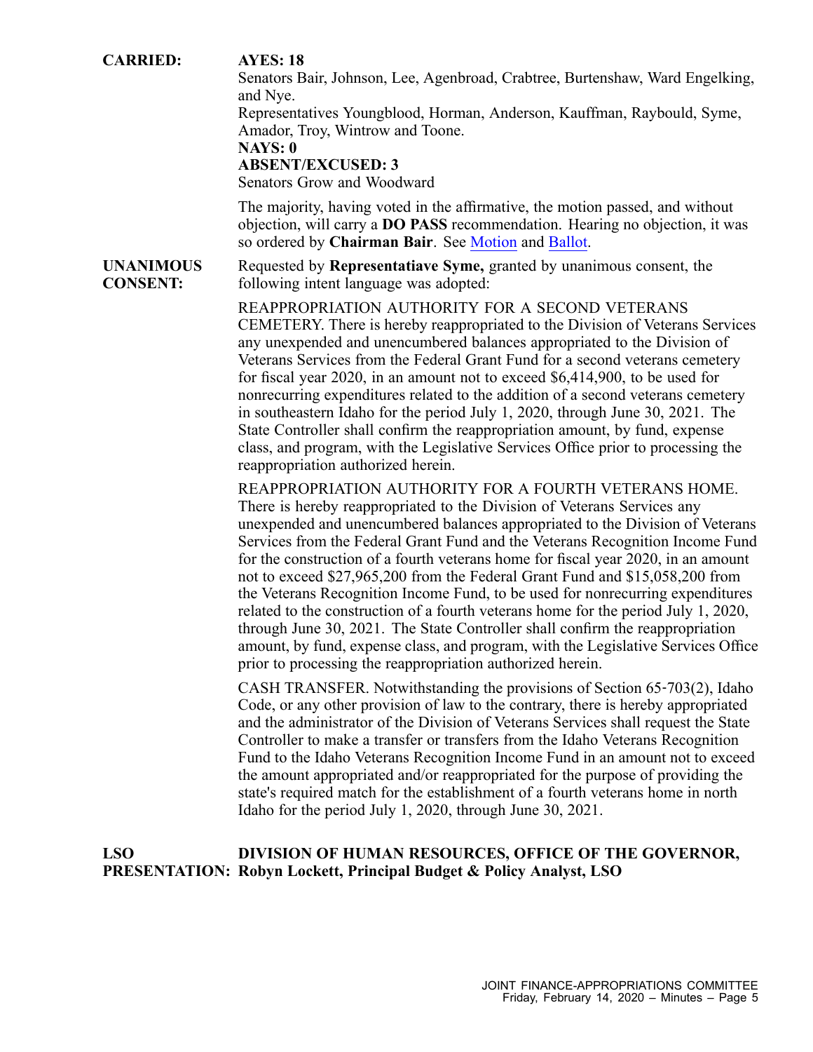**CARRIED:** **AYES: 18**
Senators Bair, Johnson, Lee, Agenbroad, Crabtree, Burtenshaw, Ward Engelking, and Nye.
Representatives Youngblood, Horman, Anderson, Kauffman, Raybould, Syme, Amador, Troy, Wintrow and Toone.
**NAYS: 0**
**ABSENT/EXCUSED: 3**
Senators Grow and Woodward

The majority, having voted in the affirmative, the motion passed, and without objection, will carry a **DO PASS** recommendation. Hearing no objection, it was so ordered by **Chairman Bair**. See Motion and Ballot.

**UNANIMOUS CONSENT:** Requested by **Representatiave Syme,** granted by unanimous consent, the following intent language was adopted:

REAPPROPRIATION AUTHORITY FOR A SECOND VETERANS CEMETERY. There is hereby reappropriated to the Division of Veterans Services any unexpended and unencumbered balances appropriated to the Division of Veterans Services from the Federal Grant Fund for a second veterans cemetery for fiscal year 2020, in an amount not to exceed $6,414,900, to be used for nonrecurring expenditures related to the addition of a second veterans cemetery in southeastern Idaho for the period July 1, 2020, through June 30, 2021. The State Controller shall confirm the reappropriation amount, by fund, expense class, and program, with the Legislative Services Office prior to processing the reappropriation authorized herein.

REAPPROPRIATION AUTHORITY FOR A FOURTH VETERANS HOME. There is hereby reappropriated to the Division of Veterans Services any unexpended and unencumbered balances appropriated to the Division of Veterans Services from the Federal Grant Fund and the Veterans Recognition Income Fund for the construction of a fourth veterans home for fiscal year 2020, in an amount not to exceed $27,965,200 from the Federal Grant Fund and $15,058,200 from the Veterans Recognition Income Fund, to be used for nonrecurring expenditures related to the construction of a fourth veterans home for the period July 1, 2020, through June 30, 2021. The State Controller shall confirm the reappropriation amount, by fund, expense class, and program, with the Legislative Services Office prior to processing the reappropriation authorized herein.

CASH TRANSFER. Notwithstanding the provisions of Section 65-703(2), Idaho Code, or any other provision of law to the contrary, there is hereby appropriated and the administrator of the Division of Veterans Services shall request the State Controller to make a transfer or transfers from the Idaho Veterans Recognition Fund to the Idaho Veterans Recognition Income Fund in an amount not to exceed the amount appropriated and/or reappropriated for the purpose of providing the state's required match for the establishment of a fourth veterans home in north Idaho for the period July 1, 2020, through June 30, 2021.

**LSO PRESENTATION:** **DIVISION OF HUMAN RESOURCES, OFFICE OF THE GOVERNOR, Robyn Lockett, Principal Budget & Policy Analyst, LSO**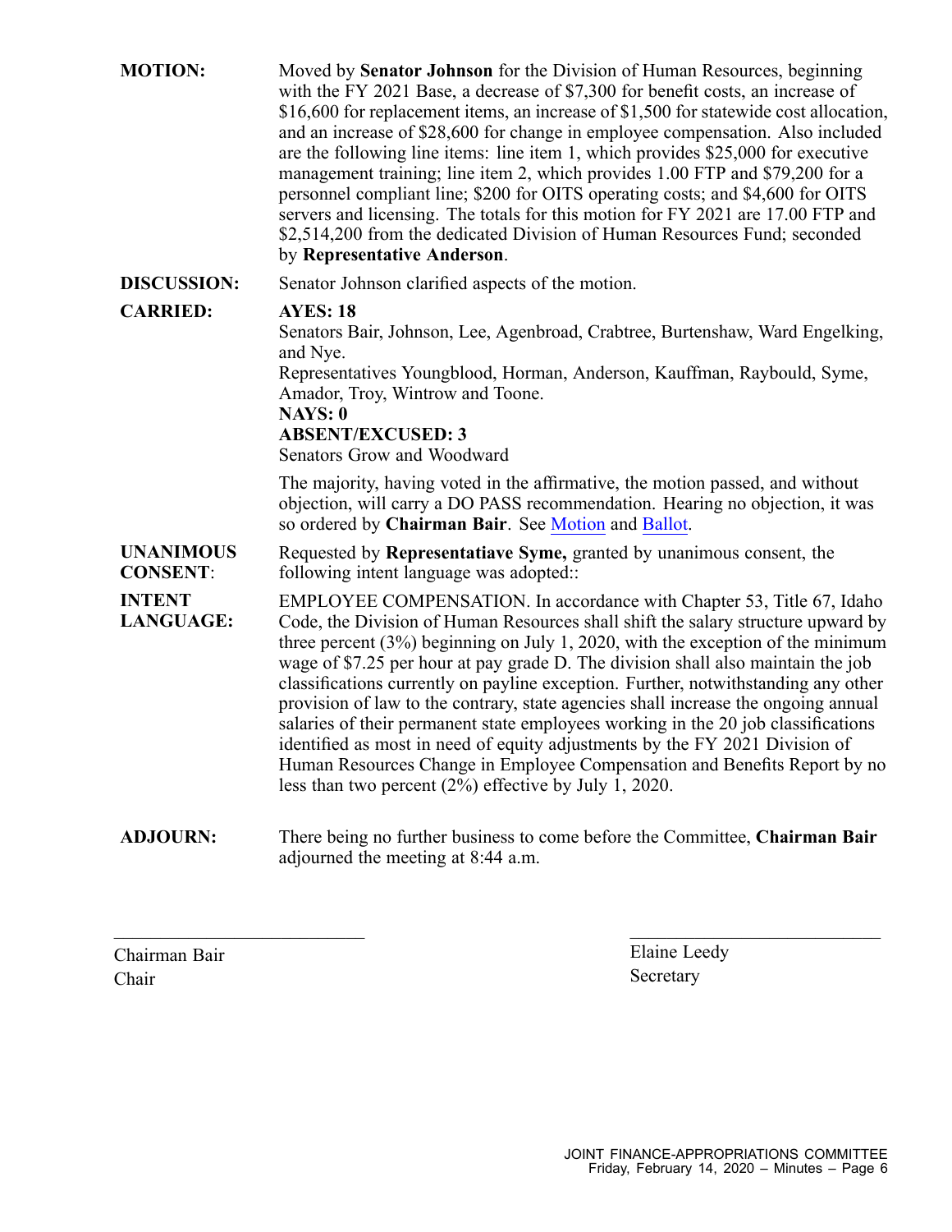**MOTION:** Moved by **Senator Johnson** for the Division of Human Resources, beginning with the FY 2021 Base, a decrease of $7,300 for benefit costs, an increase of $16,600 for replacement items, an increase of $1,500 for statewide cost allocation, and an increase of $28,600 for change in employee compensation. Also included are the following line items: line item 1, which provides $25,000 for executive management training; line item 2, which provides 1.00 FTP and $79,200 for a personnel compliant line; $200 for OITS operating costs; and $4,600 for OITS servers and licensing. The totals for this motion for FY 2021 are 17.00 FTP and $2,514,200 from the dedicated Division of Human Resources Fund; seconded by **Representative Anderson**.

**DISCUSSION:** Senator Johnson clarified aspects of the motion.

**CARRIED:** **AYES: 18**
Senators Bair, Johnson, Lee, Agenbroad, Crabtree, Burtenshaw, Ward Engelking, and Nye.
Representatives Youngblood, Horman, Anderson, Kauffman, Raybould, Syme, Amador, Troy, Wintrow and Toone.
**NAYS: 0**
**ABSENT/EXCUSED: 3**
Senators Grow and Woodward

The majority, having voted in the affirmative, the motion passed, and without objection, will carry a DO PASS recommendation. Hearing no objection, it was so ordered by **Chairman Bair**. See Motion and Ballot.

**UNANIMOUS CONSENT:** Requested by **Representatiave Syme,** granted by unanimous consent, the following intent language was adopted::

**INTENT LANGUAGE:** EMPLOYEE COMPENSATION. In accordance with Chapter 53, Title 67, Idaho Code, the Division of Human Resources shall shift the salary structure upward by three percent (3%) beginning on July 1, 2020, with the exception of the minimum wage of $7.25 per hour at pay grade D. The division shall also maintain the job classifications currently on payline exception. Further, notwithstanding any other provision of law to the contrary, state agencies shall increase the ongoing annual salaries of their permanent state employees working in the 20 job classifications identified as most in need of equity adjustments by the FY 2021 Division of Human Resources Change in Employee Compensation and Benefits Report by no less than two percent (2%) effective by July 1, 2020.

**ADJOURN:** There being no further business to come before the Committee, **Chairman Bair** adjourned the meeting at 8:44 a.m.

___________________________
Chairman Bair
Chair

___________________________
Elaine Leedy
Secretary